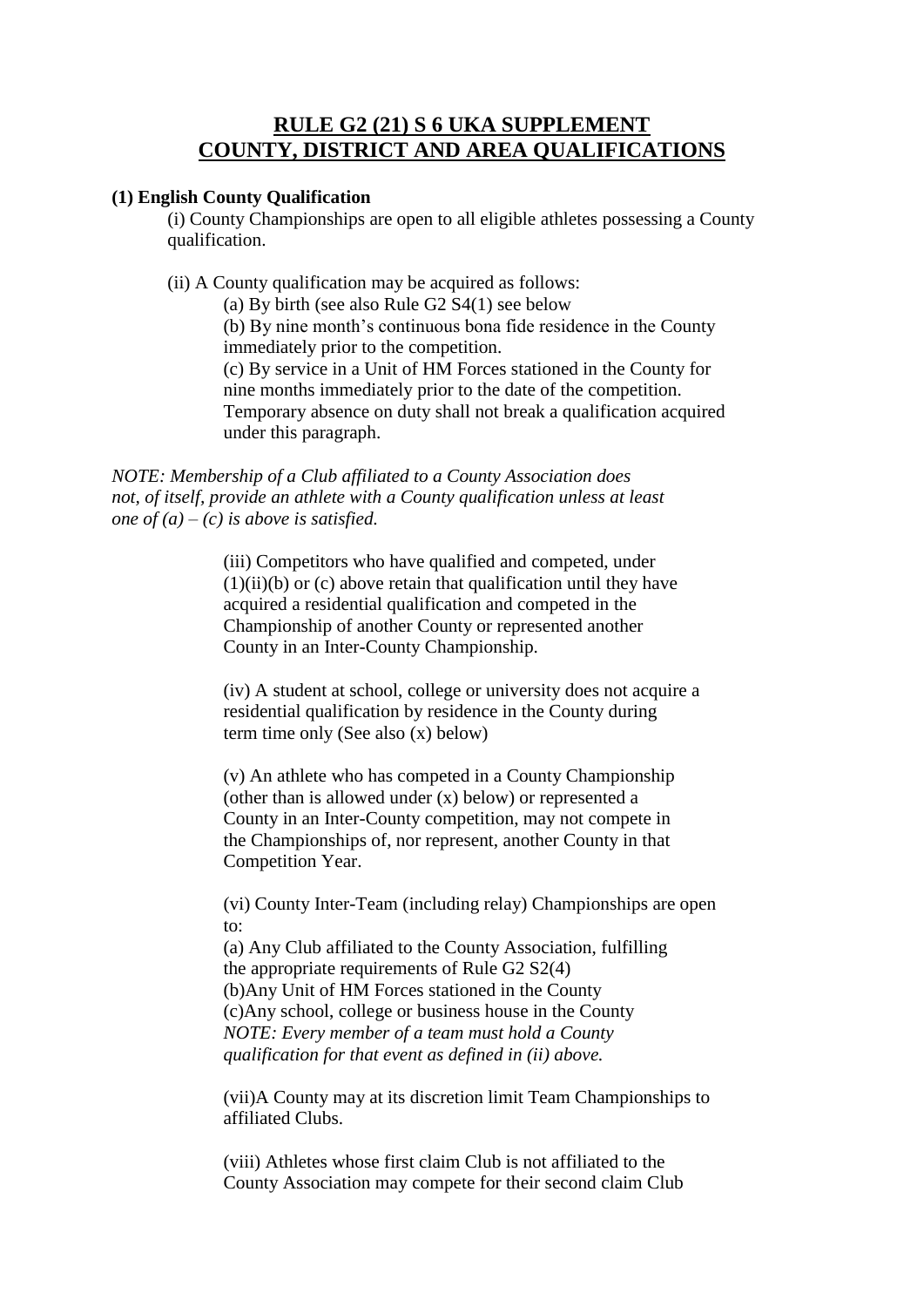# RULE G2 (21) S 6 UKA SUPPLEMENT
# COUNTY, DISTRICT AND AREA QUALIFICATIONS

**(1) English County Qualification**

(i) County Championships are open to all eligible athletes possessing a County qualification.

(ii) A County qualification may be acquired as follows:

(a) By birth (see also Rule G2 S4(1) see below

(b) By nine month's continuous bona fide residence in the County immediately prior to the competition.

(c) By service in a Unit of HM Forces stationed in the County for nine months immediately prior to the date of the competition. Temporary absence on duty shall not break a qualification acquired under this paragraph.

*NOTE: Membership of a Club affiliated to a County Association does not, of itself, provide an athlete with a County qualification unless at least one of (a) – (c) is above is satisfied.*

(iii) Competitors who have qualified and competed, under (1)(ii)(b) or (c) above retain that qualification until they have acquired a residential qualification and competed in the Championship of another County or represented another County in an Inter-County Championship.

(iv) A student at school, college or university does not acquire a residential qualification by residence in the County during term time only (See also (x) below)

(v) An athlete who has competed in a County Championship (other than is allowed under (x) below) or represented a County in an Inter-County competition, may not compete in the Championships of, nor represent, another County in that Competition Year.

(vi) County Inter-Team (including relay) Championships are open to:

(a) Any Club affiliated to the County Association, fulfilling the appropriate requirements of Rule G2 S2(4)

(b)Any Unit of HM Forces stationed in the County

(c)Any school, college or business house in the County

*NOTE: Every member of a team must hold a County qualification for that event as defined in (ii) above.*

(vii)A County may at its discretion limit Team Championships to affiliated Clubs.

(viii) Athletes whose first claim Club is not affiliated to the County Association may compete for their second claim Club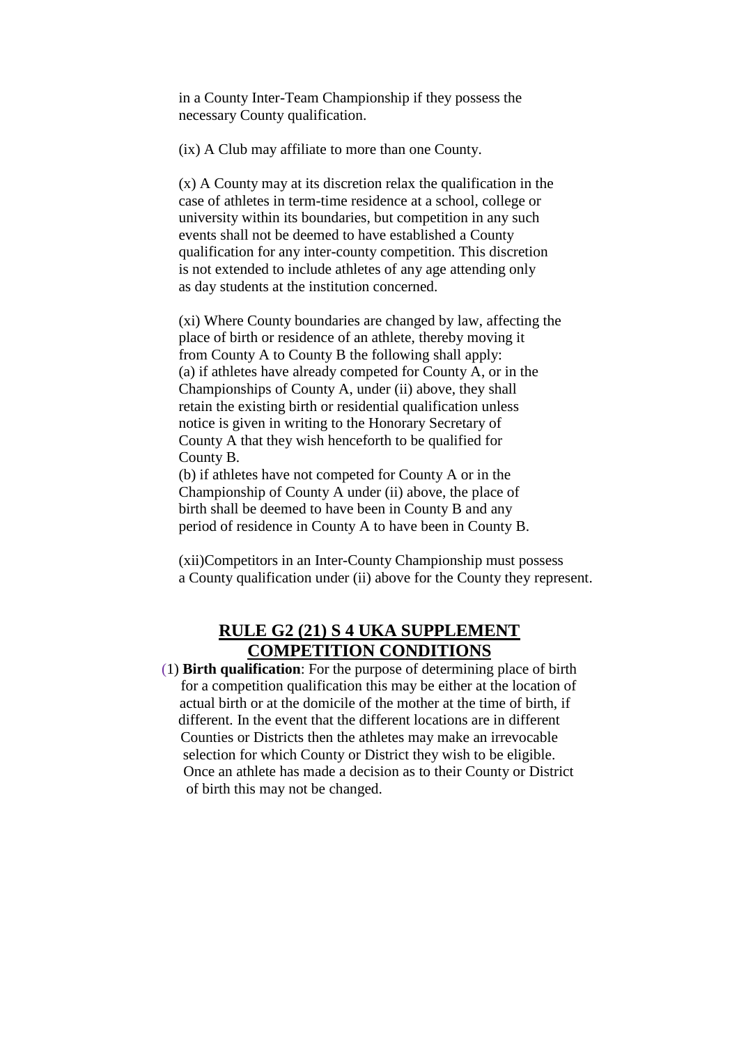in a County Inter-Team Championship if they possess the necessary County qualification.

(ix) A Club may affiliate to more than one County.

(x) A County may at its discretion relax the qualification in the case of athletes in term-time residence at a school, college or university within its boundaries, but competition in any such events shall not be deemed to have established a County qualification for any inter-county competition. This discretion is not extended to include athletes of any age attending only as day students at the institution concerned.

(xi) Where County boundaries are changed by law, affecting the place of birth or residence of an athlete, thereby moving it from County A to County B the following shall apply:
(a) if athletes have already competed for County A, or in the Championships of County A, under (ii) above, they shall retain the existing birth or residential qualification unless notice is given in writing to the Honorary Secretary of County A that they wish henceforth to be qualified for County B.
(b) if athletes have not competed for County A or in the Championship of County A under (ii) above, the place of birth shall be deemed to have been in County B and any period of residence in County A to have been in County B.

(xii)Competitors in an Inter-County Championship must possess a County qualification under (ii) above for the County they represent.

## RULE G2 (21) S 4 UKA SUPPLEMENT COMPETITION CONDITIONS

(1) **Birth qualification**: For the purpose of determining place of birth for a competition qualification this may be either at the location of actual birth or at the domicile of the mother at the time of birth, if different. In the event that the different locations are in different Counties or Districts then the athletes may make an irrevocable selection for which County or District they wish to be eligible. Once an athlete has made a decision as to their County or District of birth this may not be changed.